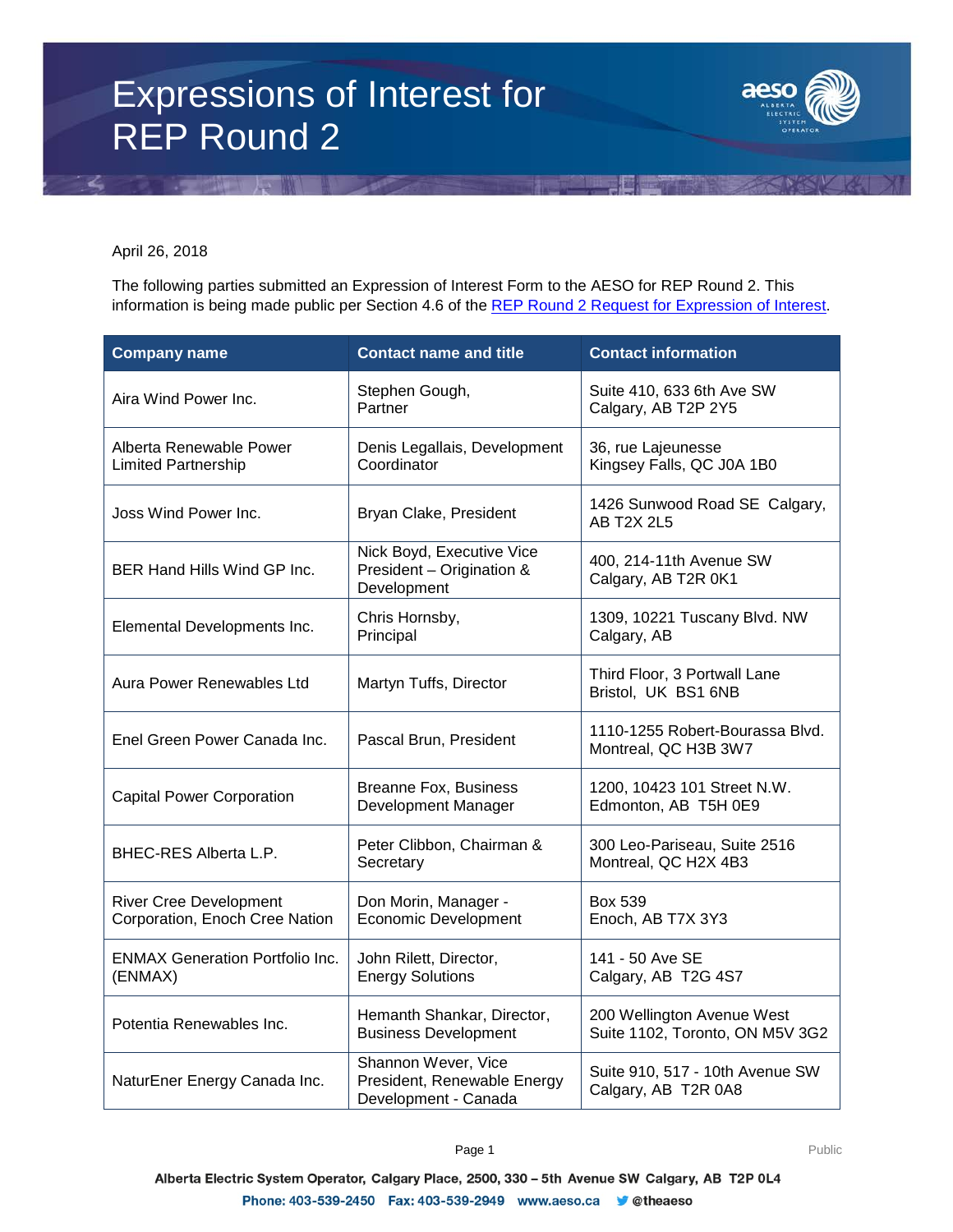# Expressions of Interest for REP Round 2

April 26, 2018

The following parties submitted an Expression of Interest Form to the AESO for REP Round 2. This information is being made public per Section 4.6 of the [REP Round 2 Request for Expression of Interest](REP Round 2 Request for Expression of Interest).

| Company name | Contact name and title | Contact information |
|---|---|---|
| Aira Wind Power Inc. | Stephen Gough, Partner | Suite 410, 633 6th Ave SW Calgary, AB T2P 2Y5 |
| Alberta Renewable Power Limited Partnership | Denis Legallais, Development Coordinator | 36, rue Lajeunesse Kingsey Falls, QC J0A 1B0 |
| Joss Wind Power Inc. | Bryan Clake, President | 1426 Sunwood Road SE Calgary, AB T2X 2L5 |
| BER Hand Hills Wind GP Inc. | Nick Boyd, Executive Vice President – Origination & Development | 400, 214-11th Avenue SW Calgary, AB T2R 0K1 |
| Elemental Developments Inc. | Chris Hornsby, Principal | 1309, 10221 Tuscany Blvd. NW Calgary, AB |
| Aura Power Renewables Ltd | Martyn Tuffs, Director | Third Floor, 3 Portwall Lane Bristol, UK BS1 6NB |
| Enel Green Power Canada Inc. | Pascal Brun, President | 1110-1255 Robert-Bourassa Blvd. Montreal, QC H3B 3W7 |
| Capital Power Corporation | Breanne Fox, Business Development Manager | 1200, 10423 101 Street N.W. Edmonton, AB T5H 0E9 |
| BHEC-RES Alberta L.P. | Peter Clibbon, Chairman & Secretary | 300 Leo-Pariseau, Suite 2516 Montreal, QC H2X 4B3 |
| River Cree Development Corporation, Enoch Cree Nation | Don Morin, Manager - Economic Development | Box 539 Enoch, AB T7X 3Y3 |
| ENMAX Generation Portfolio Inc. (ENMAX) | John Rilett, Director, Energy Solutions | 141 - 50 Ave SE Calgary, AB T2G 4S7 |
| Potentia Renewables Inc. | Hemanth Shankar, Director, Business Development | 200 Wellington Avenue West Suite 1102, Toronto, ON M5V 3G2 |
| NaturEner Energy Canada Inc. | Shannon Wever, Vice President, Renewable Energy Development - Canada | Suite 910, 517 - 10th Avenue SW Calgary, AB T2R 0A8 |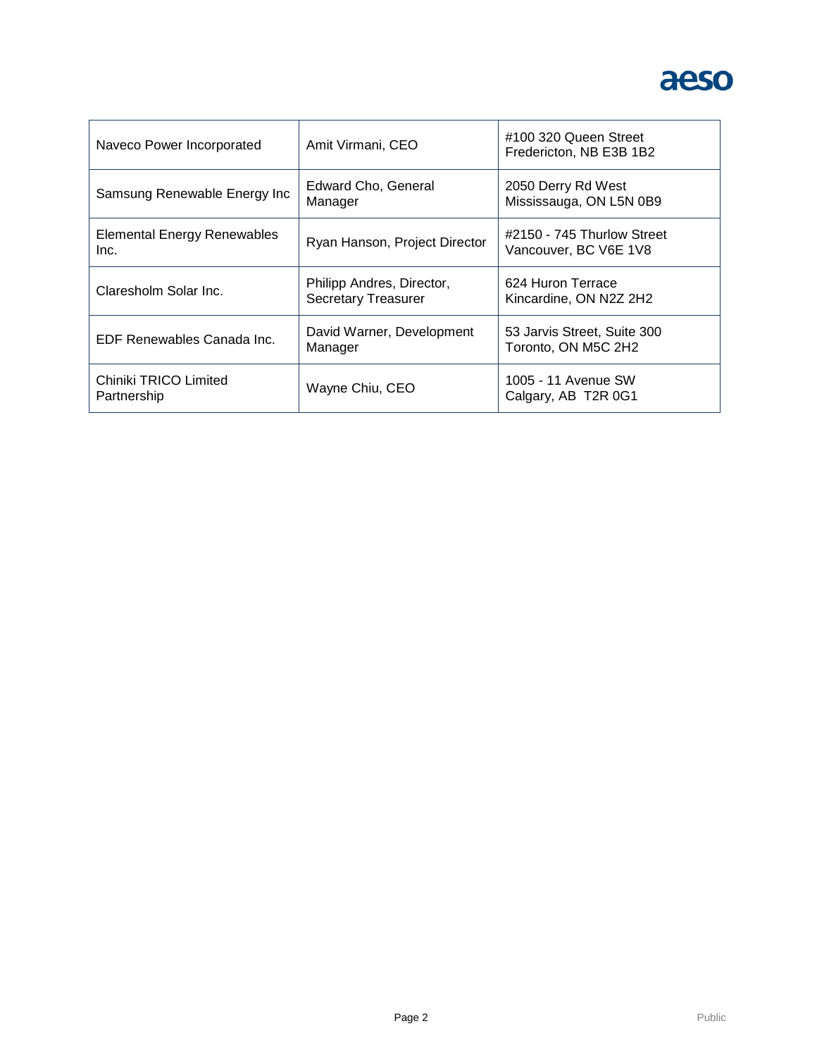| | | |
|---|---|---|
| Naveco Power Incorporated | Amit Virmani, CEO | #100 320 Queen Street<br>Fredericton, NB E3B 1B2 |
| Samsung Renewable Energy Inc | Edward Cho, General Manager | 2050 Derry Rd West<br>Mississauga, ON L5N 0B9 |
| Elemental Energy Renewables Inc. | Ryan Hanson, Project Director | #2150 - 745 Thurlow Street<br>Vancouver, BC V6E 1V8 |
| Claresholm Solar Inc. | Philipp Andres, Director, Secretary Treasurer | 624 Huron Terrace<br>Kincardine, ON N2Z 2H2 |
| EDF Renewables Canada Inc. | David Warner, Development Manager | 53 Jarvis Street, Suite 300<br>Toronto, ON M5C 2H2 |
| Chiniki TRICO Limited Partnership | Wayne Chiu, CEO | 1005 - 11 Avenue SW<br>Calgary, AB T2R 0G1 |